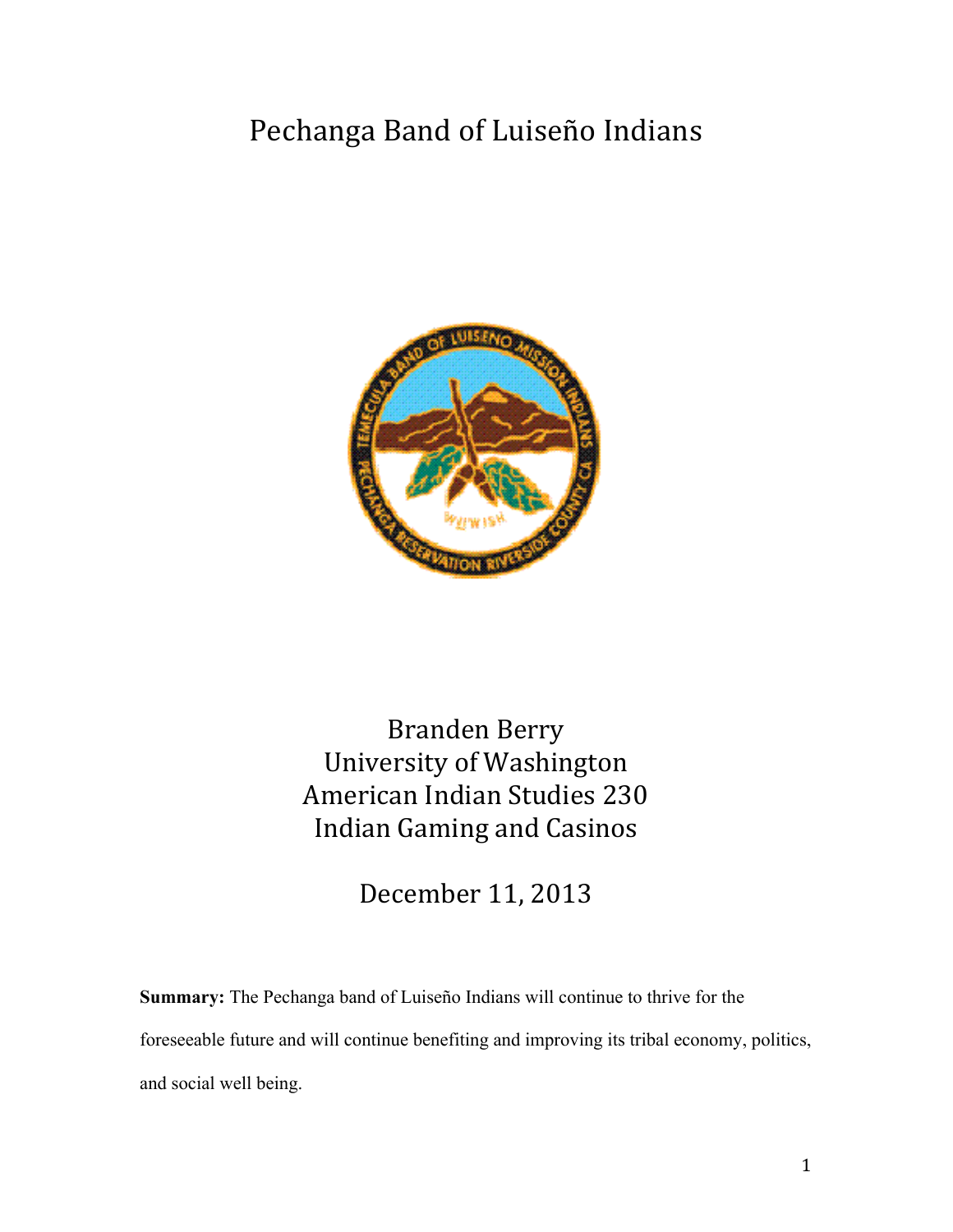# Pechanga Band of Luiseño Indians

Branden Berry
University of Washington
American Indian Studies 230
Indian Gaming and Casinos

December 11, 2013

**Summary:** The Pechanga band of Luiseño Indians will continue to thrive for the foreseeable future and will continue benefiting and improving its tribal economy, politics, and social well being.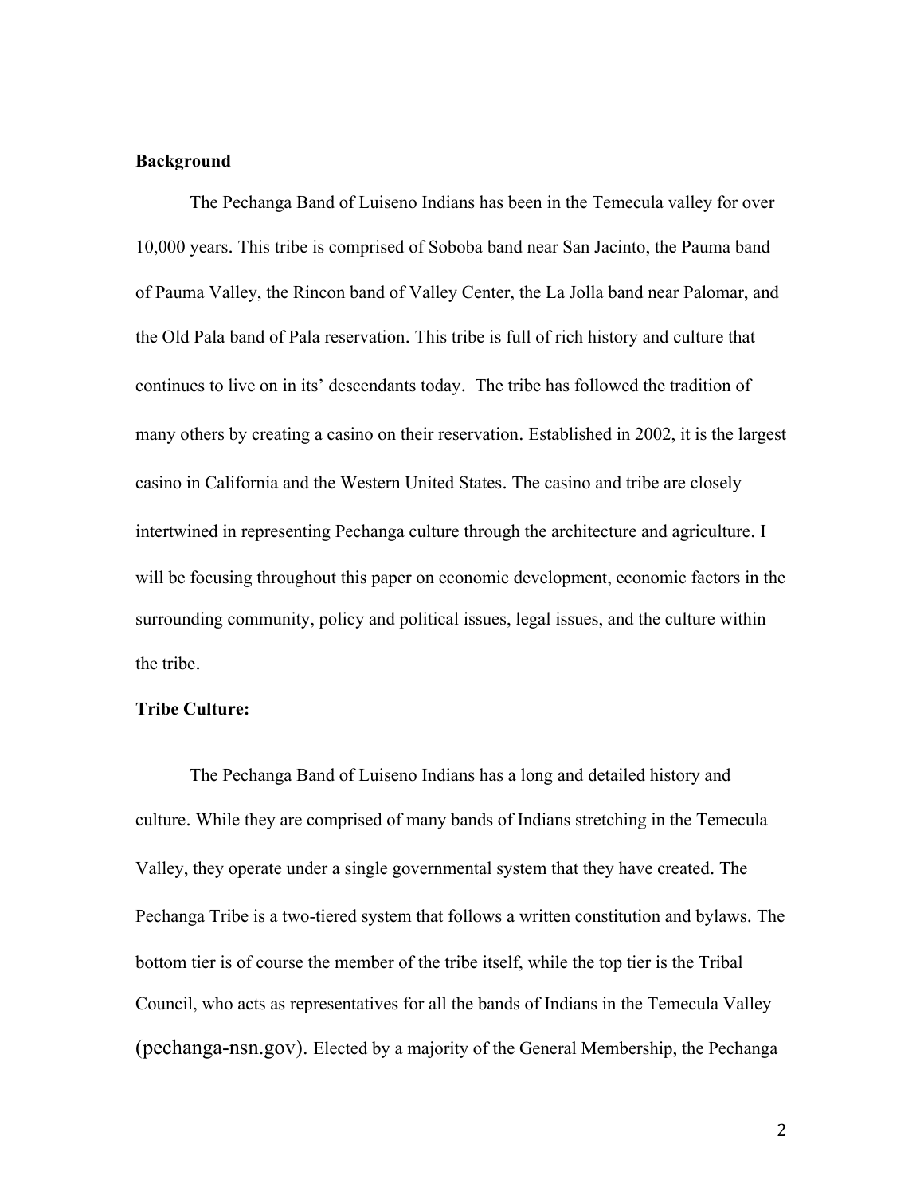**Background**

The Pechanga Band of Luiseno Indians has been in the Temecula valley for over 10,000 years. This tribe is comprised of Soboba band near San Jacinto, the Pauma band of Pauma Valley, the Rincon band of Valley Center, the La Jolla band near Palomar, and the Old Pala band of Pala reservation. This tribe is full of rich history and culture that continues to live on in its' descendants today. The tribe has followed the tradition of many others by creating a casino on their reservation. Established in 2002, it is the largest casino in California and the Western United States. The casino and tribe are closely intertwined in representing Pechanga culture through the architecture and agriculture. I will be focusing throughout this paper on economic development, economic factors in the surrounding community, policy and political issues, legal issues, and the culture within the tribe.

**Tribe Culture:**

The Pechanga Band of Luiseno Indians has a long and detailed history and culture. While they are comprised of many bands of Indians stretching in the Temecula Valley, they operate under a single governmental system that they have created. The Pechanga Tribe is a two-tiered system that follows a written constitution and bylaws. The bottom tier is of course the member of the tribe itself, while the top tier is the Tribal Council, who acts as representatives for all the bands of Indians in the Temecula Valley (pechanga-nsn.gov). Elected by a majority of the General Membership, the Pechanga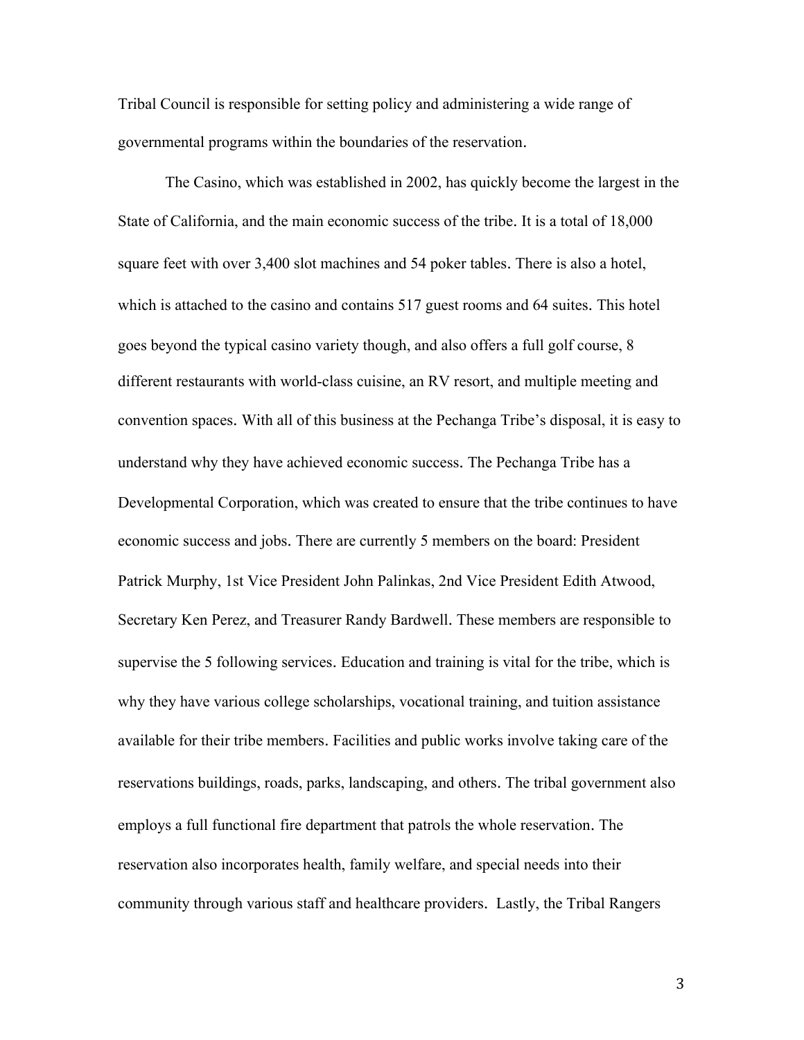Tribal Council is responsible for setting policy and administering a wide range of governmental programs within the boundaries of the reservation.

The Casino, which was established in 2002, has quickly become the largest in the State of California, and the main economic success of the tribe. It is a total of 18,000 square feet with over 3,400 slot machines and 54 poker tables. There is also a hotel, which is attached to the casino and contains 517 guest rooms and 64 suites. This hotel goes beyond the typical casino variety though, and also offers a full golf course, 8 different restaurants with world-class cuisine, an RV resort, and multiple meeting and convention spaces. With all of this business at the Pechanga Tribe's disposal, it is easy to understand why they have achieved economic success. The Pechanga Tribe has a Developmental Corporation, which was created to ensure that the tribe continues to have economic success and jobs. There are currently 5 members on the board: President Patrick Murphy, 1st Vice President John Palinkas, 2nd Vice President Edith Atwood, Secretary Ken Perez, and Treasurer Randy Bardwell. These members are responsible to supervise the 5 following services. Education and training is vital for the tribe, which is why they have various college scholarships, vocational training, and tuition assistance available for their tribe members. Facilities and public works involve taking care of the reservations buildings, roads, parks, landscaping, and others. The tribal government also employs a full functional fire department that patrols the whole reservation. The reservation also incorporates health, family welfare, and special needs into their community through various staff and healthcare providers. Lastly, the Tribal Rangers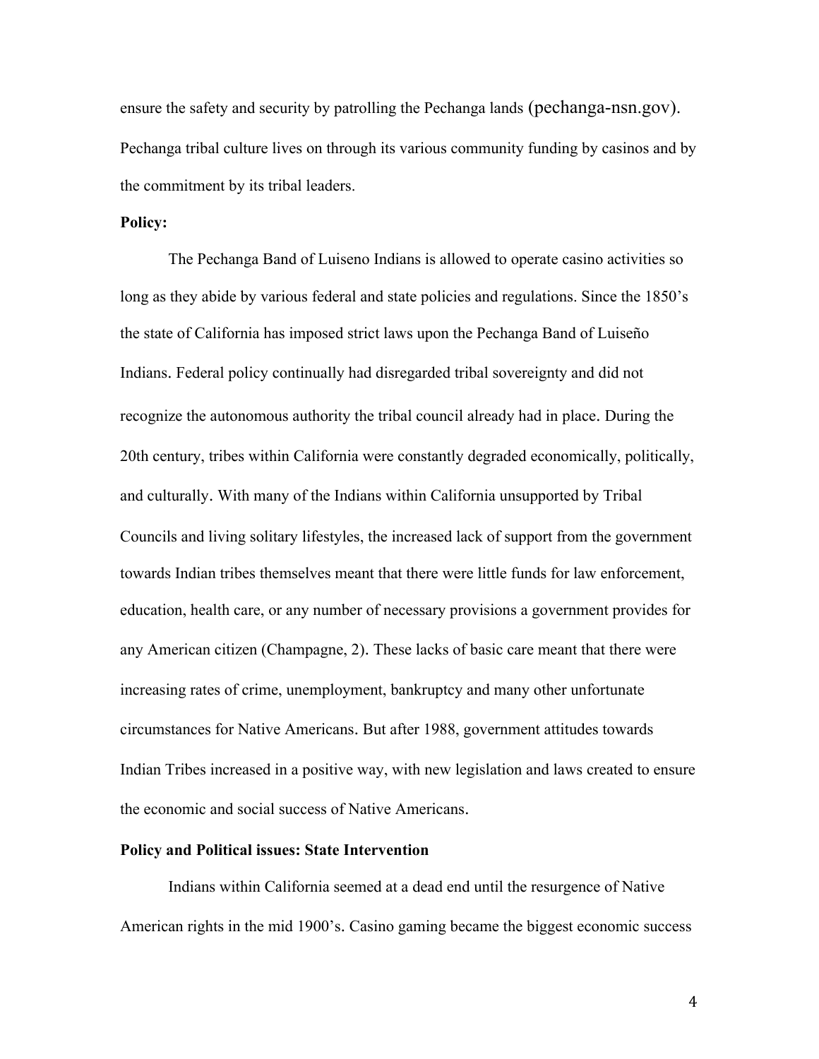ensure the safety and security by patrolling the Pechanga lands (pechanga-nsn.gov). Pechanga tribal culture lives on through its various community funding by casinos and by the commitment by its tribal leaders.

**Policy:**

The Pechanga Band of Luiseno Indians is allowed to operate casino activities so long as they abide by various federal and state policies and regulations. Since the 1850's the state of California has imposed strict laws upon the Pechanga Band of Luiseño Indians. Federal policy continually had disregarded tribal sovereignty and did not recognize the autonomous authority the tribal council already had in place. During the 20th century, tribes within California were constantly degraded economically, politically, and culturally. With many of the Indians within California unsupported by Tribal Councils and living solitary lifestyles, the increased lack of support from the government towards Indian tribes themselves meant that there were little funds for law enforcement, education, health care, or any number of necessary provisions a government provides for any American citizen (Champagne, 2). These lacks of basic care meant that there were increasing rates of crime, unemployment, bankruptcy and many other unfortunate circumstances for Native Americans. But after 1988, government attitudes towards Indian Tribes increased in a positive way, with new legislation and laws created to ensure the economic and social success of Native Americans.

**Policy and Political issues: State Intervention**

Indians within California seemed at a dead end until the resurgence of Native American rights in the mid 1900's. Casino gaming became the biggest economic success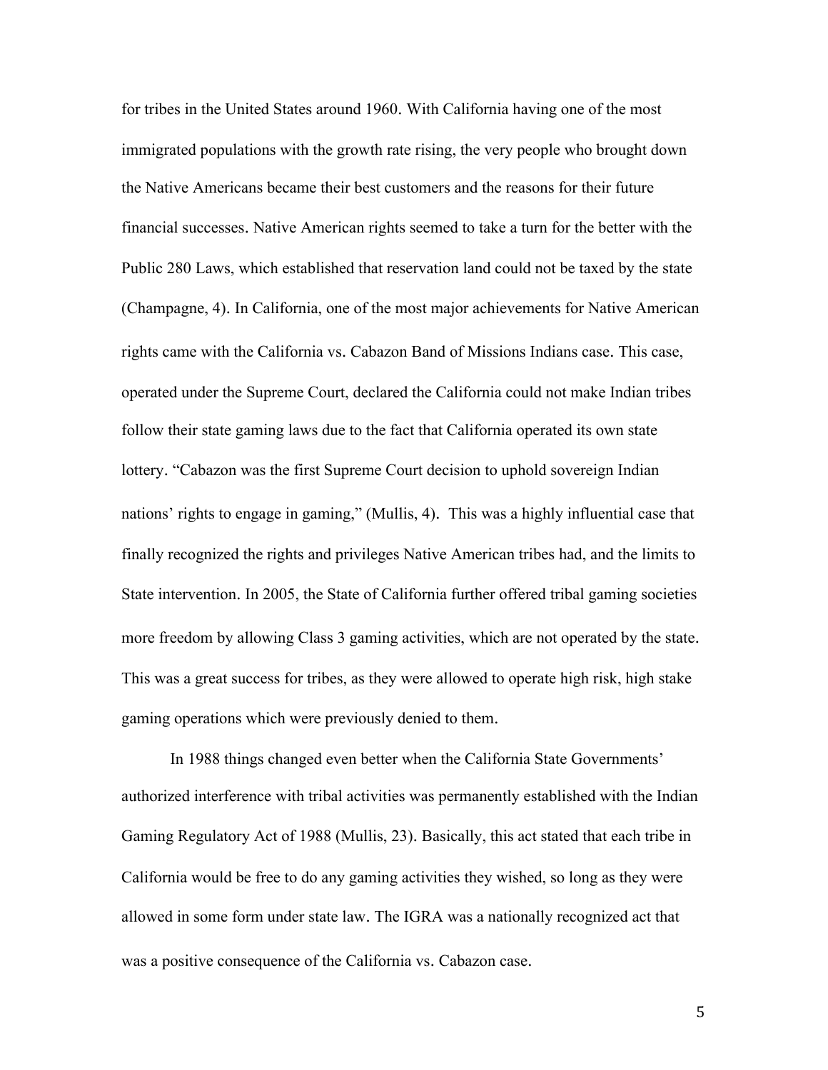for tribes in the United States around 1960. With California having one of the most immigrated populations with the growth rate rising, the very people who brought down the Native Americans became their best customers and the reasons for their future financial successes. Native American rights seemed to take a turn for the better with the Public 280 Laws, which established that reservation land could not be taxed by the state (Champagne, 4). In California, one of the most major achievements for Native American rights came with the California vs. Cabazon Band of Missions Indians case. This case, operated under the Supreme Court, declared the California could not make Indian tribes follow their state gaming laws due to the fact that California operated its own state lottery. "Cabazon was the first Supreme Court decision to uphold sovereign Indian nations' rights to engage in gaming," (Mullis, 4). This was a highly influential case that finally recognized the rights and privileges Native American tribes had, and the limits to State intervention. In 2005, the State of California further offered tribal gaming societies more freedom by allowing Class 3 gaming activities, which are not operated by the state. This was a great success for tribes, as they were allowed to operate high risk, high stake gaming operations which were previously denied to them.

In 1988 things changed even better when the California State Governments' authorized interference with tribal activities was permanently established with the Indian Gaming Regulatory Act of 1988 (Mullis, 23). Basically, this act stated that each tribe in California would be free to do any gaming activities they wished, so long as they were allowed in some form under state law. The IGRA was a nationally recognized act that was a positive consequence of the California vs. Cabazon case.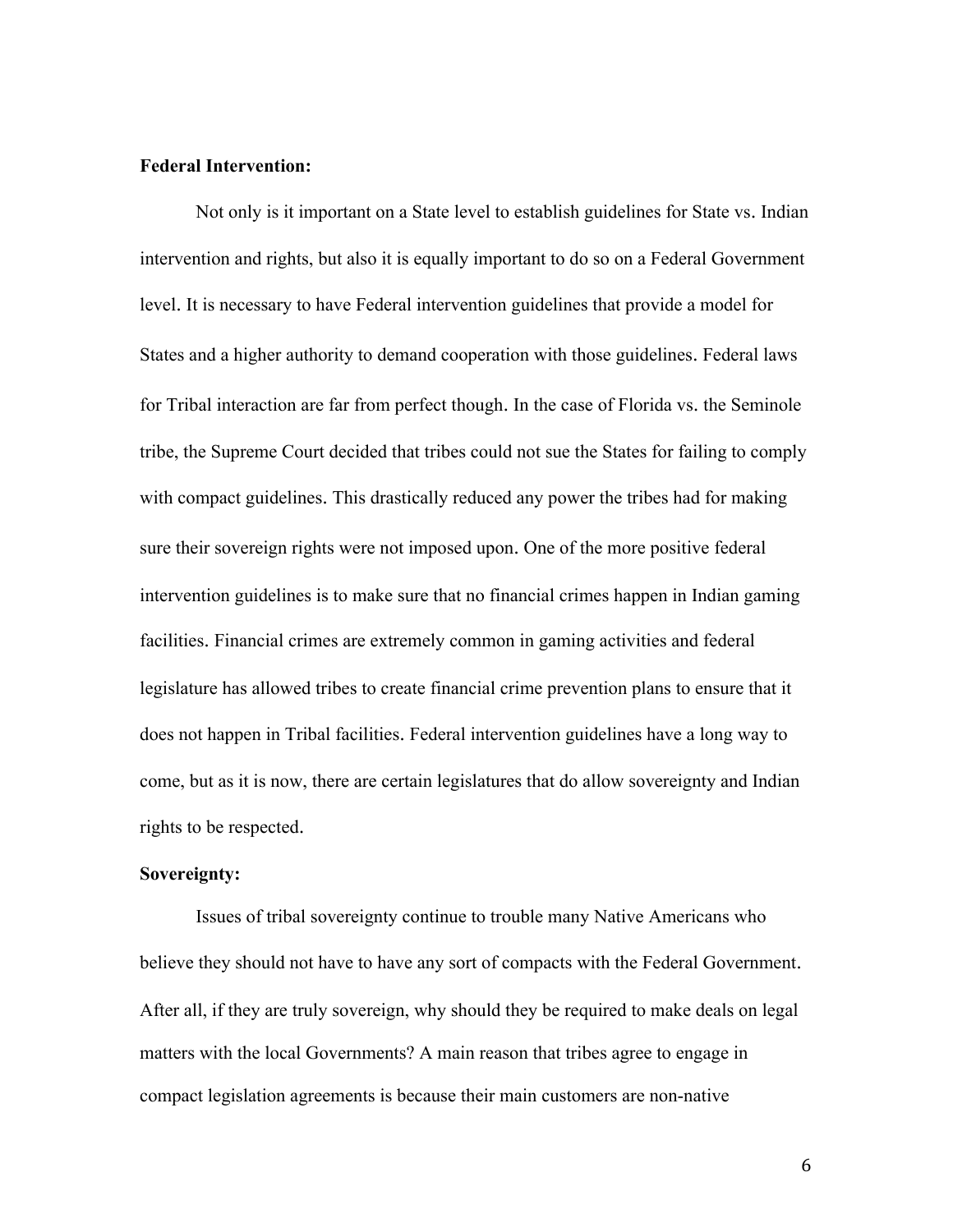**Federal Intervention:**

Not only is it important on a State level to establish guidelines for State vs. Indian intervention and rights, but also it is equally important to do so on a Federal Government level. It is necessary to have Federal intervention guidelines that provide a model for States and a higher authority to demand cooperation with those guidelines. Federal laws for Tribal interaction are far from perfect though. In the case of Florida vs. the Seminole tribe, the Supreme Court decided that tribes could not sue the States for failing to comply with compact guidelines. This drastically reduced any power the tribes had for making sure their sovereign rights were not imposed upon. One of the more positive federal intervention guidelines is to make sure that no financial crimes happen in Indian gaming facilities. Financial crimes are extremely common in gaming activities and federal legislature has allowed tribes to create financial crime prevention plans to ensure that it does not happen in Tribal facilities. Federal intervention guidelines have a long way to come, but as it is now, there are certain legislatures that do allow sovereignty and Indian rights to be respected.

**Sovereignty:**

Issues of tribal sovereignty continue to trouble many Native Americans who believe they should not have to have any sort of compacts with the Federal Government. After all, if they are truly sovereign, why should they be required to make deals on legal matters with the local Governments? A main reason that tribes agree to engage in compact legislation agreements is because their main customers are non-native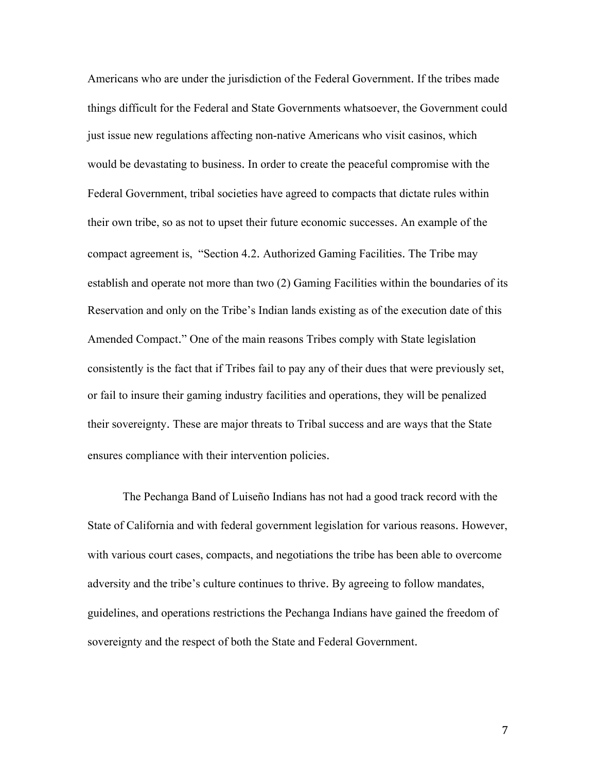Americans who are under the jurisdiction of the Federal Government. If the tribes made things difficult for the Federal and State Governments whatsoever, the Government could just issue new regulations affecting non-native Americans who visit casinos, which would be devastating to business. In order to create the peaceful compromise with the Federal Government, tribal societies have agreed to compacts that dictate rules within their own tribe, so as not to upset their future economic successes. An example of the compact agreement is, "Section 4.2. Authorized Gaming Facilities. The Tribe may establish and operate not more than two (2) Gaming Facilities within the boundaries of its Reservation and only on the Tribe's Indian lands existing as of the execution date of this Amended Compact." One of the main reasons Tribes comply with State legislation consistently is the fact that if Tribes fail to pay any of their dues that were previously set, or fail to insure their gaming industry facilities and operations, they will be penalized their sovereignty. These are major threats to Tribal success and are ways that the State ensures compliance with their intervention policies.

The Pechanga Band of Luiseño Indians has not had a good track record with the State of California and with federal government legislation for various reasons. However, with various court cases, compacts, and negotiations the tribe has been able to overcome adversity and the tribe's culture continues to thrive. By agreeing to follow mandates, guidelines, and operations restrictions the Pechanga Indians have gained the freedom of sovereignty and the respect of both the State and Federal Government.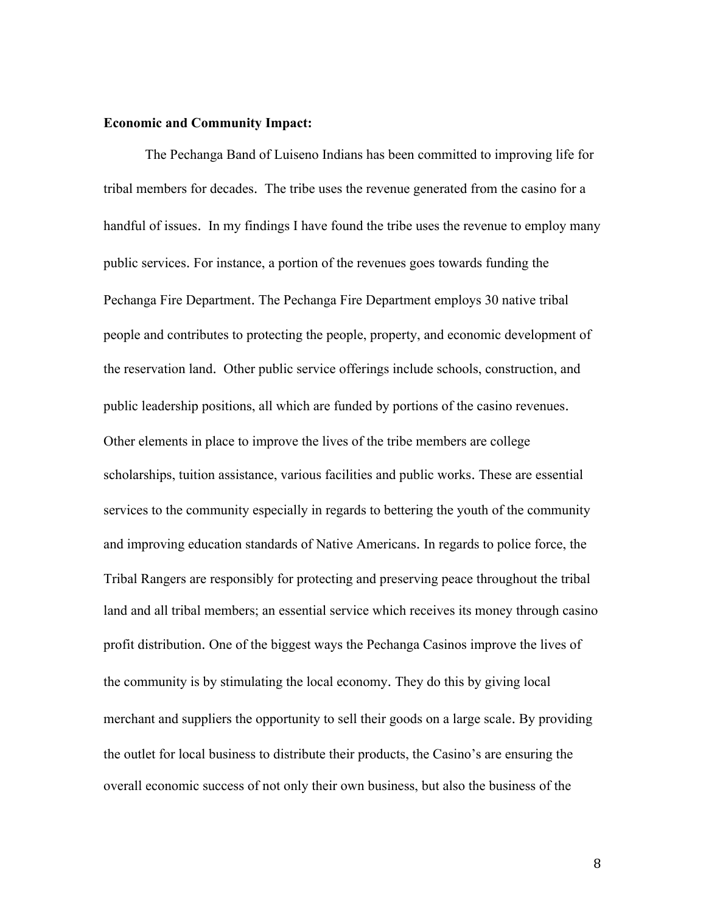**Economic and Community Impact:**

The Pechanga Band of Luiseno Indians has been committed to improving life for tribal members for decades. The tribe uses the revenue generated from the casino for a handful of issues. In my findings I have found the tribe uses the revenue to employ many public services. For instance, a portion of the revenues goes towards funding the Pechanga Fire Department. The Pechanga Fire Department employs 30 native tribal people and contributes to protecting the people, property, and economic development of the reservation land. Other public service offerings include schools, construction, and public leadership positions, all which are funded by portions of the casino revenues. Other elements in place to improve the lives of the tribe members are college scholarships, tuition assistance, various facilities and public works. These are essential services to the community especially in regards to bettering the youth of the community and improving education standards of Native Americans. In regards to police force, the Tribal Rangers are responsibly for protecting and preserving peace throughout the tribal land and all tribal members; an essential service which receives its money through casino profit distribution. One of the biggest ways the Pechanga Casinos improve the lives of the community is by stimulating the local economy. They do this by giving local merchant and suppliers the opportunity to sell their goods on a large scale. By providing the outlet for local business to distribute their products, the Casino's are ensuring the overall economic success of not only their own business, but also the business of the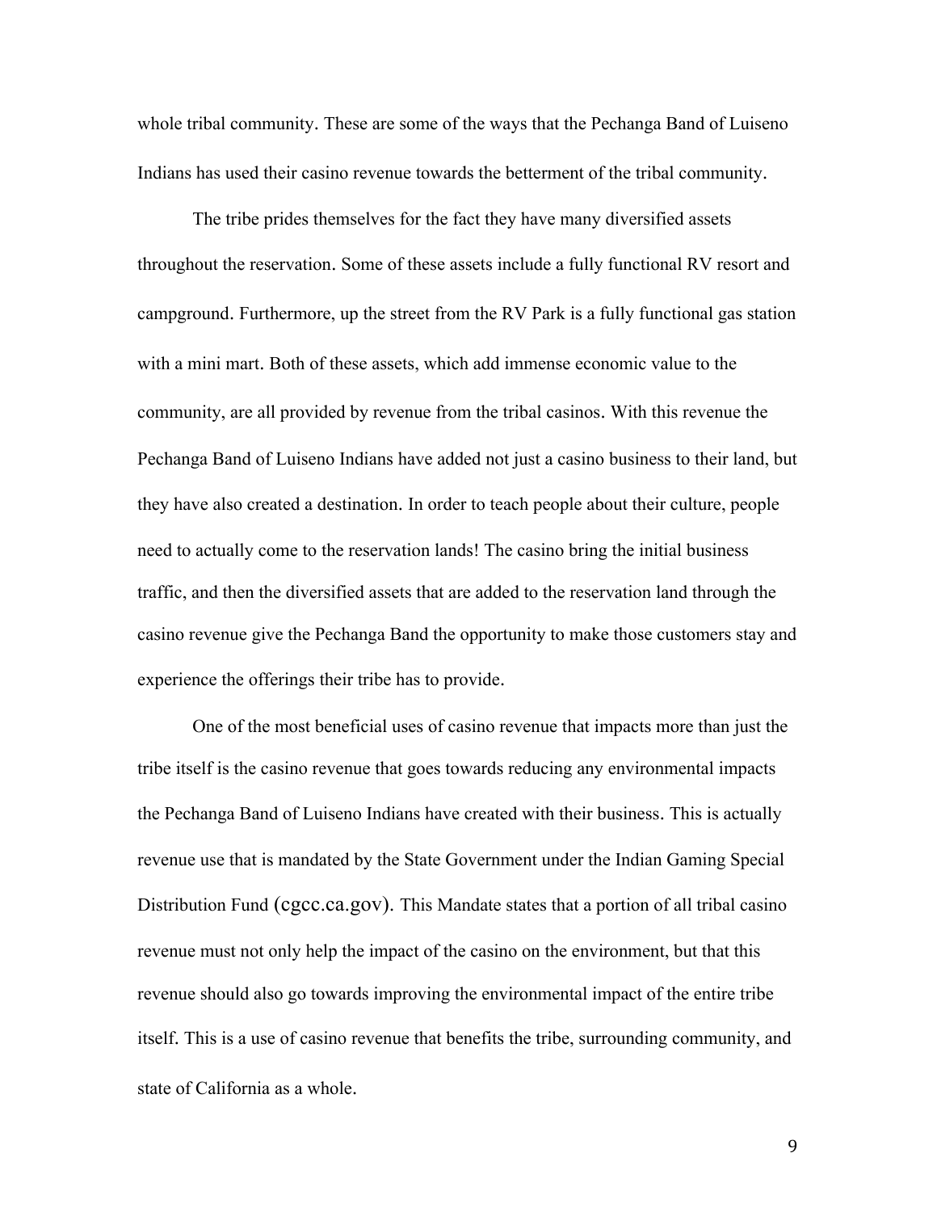whole tribal community. These are some of the ways that the Pechanga Band of Luiseno Indians has used their casino revenue towards the betterment of the tribal community.

The tribe prides themselves for the fact they have many diversified assets throughout the reservation. Some of these assets include a fully functional RV resort and campground. Furthermore, up the street from the RV Park is a fully functional gas station with a mini mart. Both of these assets, which add immense economic value to the community, are all provided by revenue from the tribal casinos. With this revenue the Pechanga Band of Luiseno Indians have added not just a casino business to their land, but they have also created a destination. In order to teach people about their culture, people need to actually come to the reservation lands! The casino bring the initial business traffic, and then the diversified assets that are added to the reservation land through the casino revenue give the Pechanga Band the opportunity to make those customers stay and experience the offerings their tribe has to provide.

One of the most beneficial uses of casino revenue that impacts more than just the tribe itself is the casino revenue that goes towards reducing any environmental impacts the Pechanga Band of Luiseno Indians have created with their business. This is actually revenue use that is mandated by the State Government under the Indian Gaming Special Distribution Fund (cgcc.ca.gov). This Mandate states that a portion of all tribal casino revenue must not only help the impact of the casino on the environment, but that this revenue should also go towards improving the environmental impact of the entire tribe itself. This is a use of casino revenue that benefits the tribe, surrounding community, and state of California as a whole.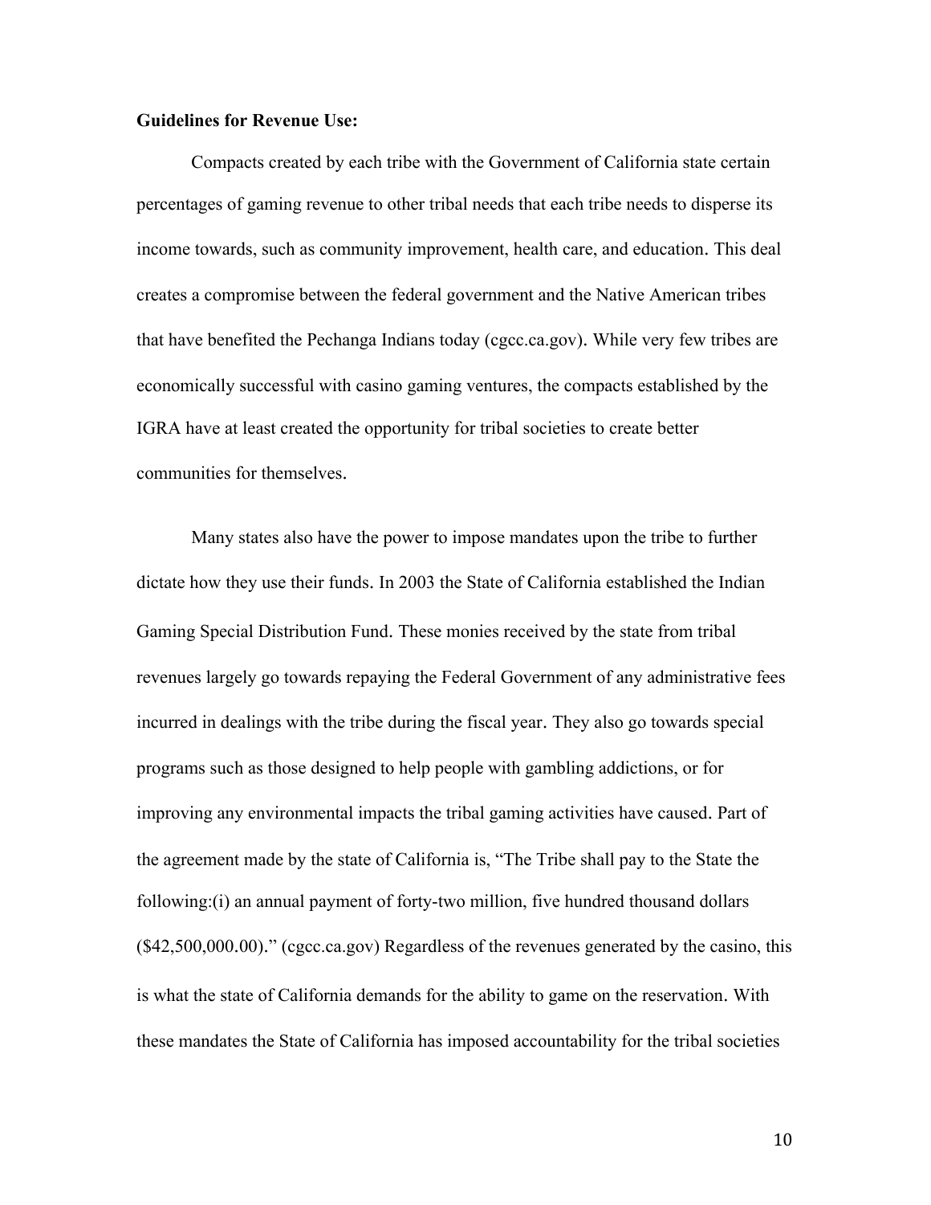**Guidelines for Revenue Use:**

Compacts created by each tribe with the Government of California state certain percentages of gaming revenue to other tribal needs that each tribe needs to disperse its income towards, such as community improvement, health care, and education. This deal creates a compromise between the federal government and the Native American tribes that have benefited the Pechanga Indians today (cgcc.ca.gov). While very few tribes are economically successful with casino gaming ventures, the compacts established by the IGRA have at least created the opportunity for tribal societies to create better communities for themselves.

Many states also have the power to impose mandates upon the tribe to further dictate how they use their funds. In 2003 the State of California established the Indian Gaming Special Distribution Fund. These monies received by the state from tribal revenues largely go towards repaying the Federal Government of any administrative fees incurred in dealings with the tribe during the fiscal year. They also go towards special programs such as those designed to help people with gambling addictions, or for improving any environmental impacts the tribal gaming activities have caused. Part of the agreement made by the state of California is, "The Tribe shall pay to the State the following:(i) an annual payment of forty-two million, five hundred thousand dollars ($42,500,000.00)." (cgcc.ca.gov) Regardless of the revenues generated by the casino, this is what the state of California demands for the ability to game on the reservation. With these mandates the State of California has imposed accountability for the tribal societies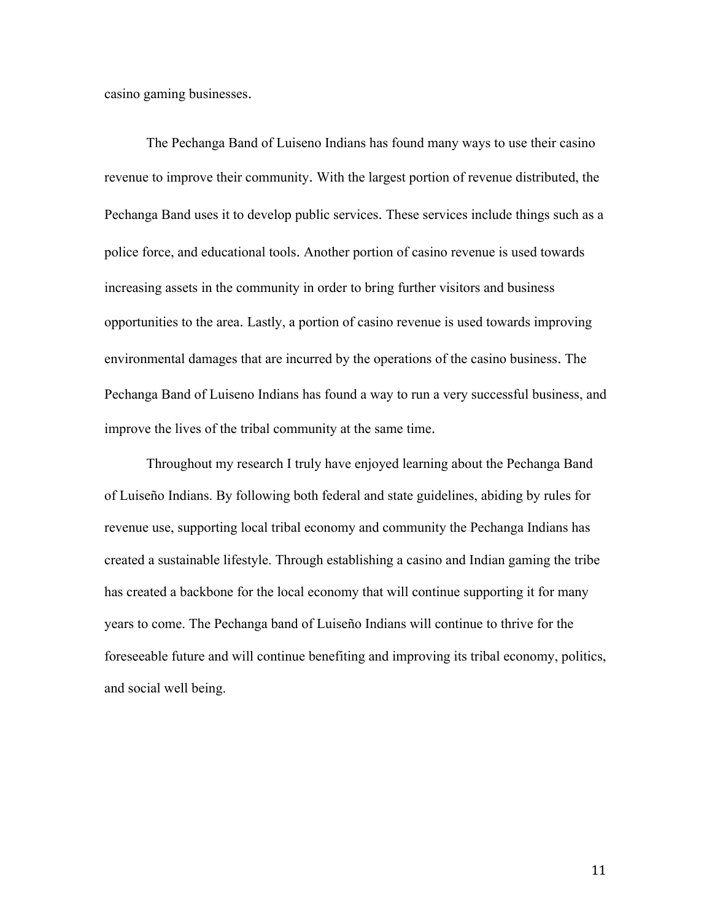casino gaming businesses.

The Pechanga Band of Luiseno Indians has found many ways to use their casino revenue to improve their community. With the largest portion of revenue distributed, the Pechanga Band uses it to develop public services. These services include things such as a police force, and educational tools. Another portion of casino revenue is used towards increasing assets in the community in order to bring further visitors and business opportunities to the area. Lastly, a portion of casino revenue is used towards improving environmental damages that are incurred by the operations of the casino business. The Pechanga Band of Luiseno Indians has found a way to run a very successful business, and improve the lives of the tribal community at the same time.

Throughout my research I truly have enjoyed learning about the Pechanga Band of Luiseño Indians. By following both federal and state guidelines, abiding by rules for revenue use, supporting local tribal economy and community the Pechanga Indians has created a sustainable lifestyle. Through establishing a casino and Indian gaming the tribe has created a backbone for the local economy that will continue supporting it for many years to come. The Pechanga band of Luiseño Indians will continue to thrive for the foreseeable future and will continue benefiting and improving its tribal economy, politics, and social well being.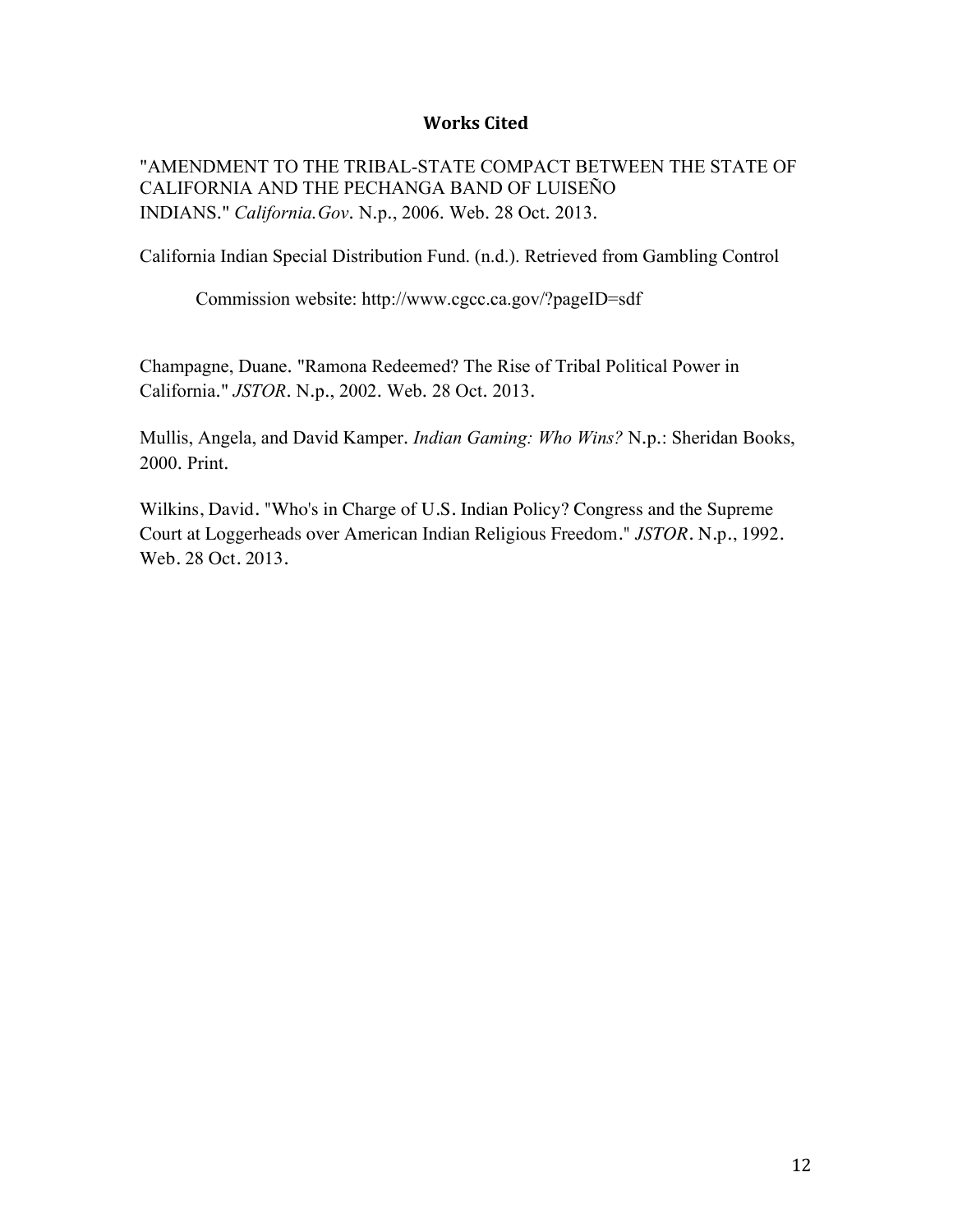# Works Cited

"AMENDMENT TO THE TRIBAL-STATE COMPACT BETWEEN THE STATE OF CALIFORNIA AND THE PECHANGA BAND OF LUISEÑO INDIANS." *California.Gov*. N.p., 2006. Web. 28 Oct. 2013.

California Indian Special Distribution Fund. (n.d.). Retrieved from Gambling Control Commission website: http://www.cgcc.ca.gov/?pageID=sdf

Champagne, Duane. "Ramona Redeemed? The Rise of Tribal Political Power in California." *JSTOR*. N.p., 2002. Web. 28 Oct. 2013.

Mullis, Angela, and David Kamper. *Indian Gaming: Who Wins?* N.p.: Sheridan Books, 2000. Print.

Wilkins, David. "Who's in Charge of U.S. Indian Policy? Congress and the Supreme Court at Loggerheads over American Indian Religious Freedom." *JSTOR*. N.p., 1992. Web. 28 Oct. 2013.